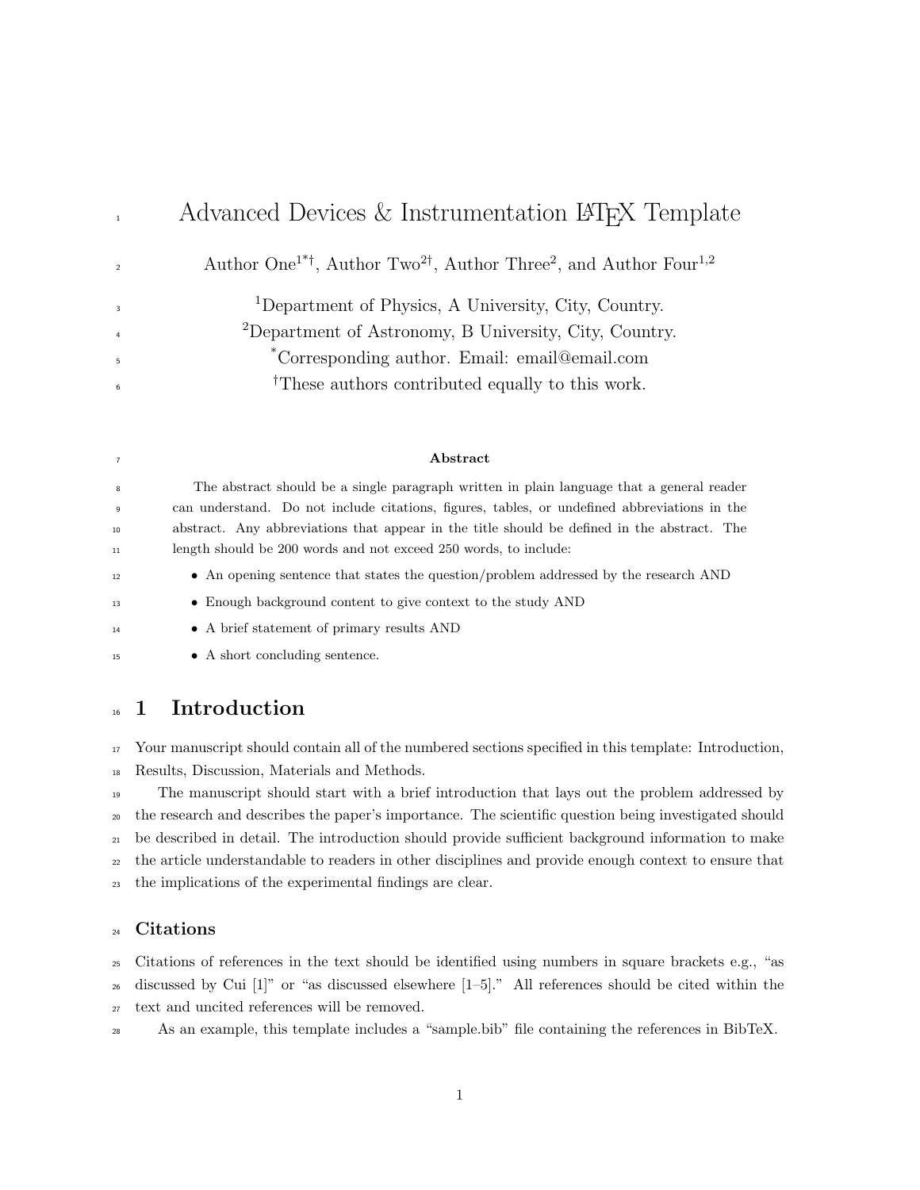# Advanced Devices & Instrumentation LaTeX Template

Author One[1*†], Author Two[2†], Author Three[2], and Author Four[1,2]

[1]Department of Physics, A University, City, Country.
[2]Department of Astronomy, B University, City, Country.
[*]Corresponding author. Email: email@email.com
[†]These authors contributed equally to this work.

**Abstract**

The abstract should be a single paragraph written in plain language that a general reader can understand. Do not include citations, figures, tables, or undefined abbreviations in the abstract. Any abbreviations that appear in the title should be defined in the abstract. The length should be 200 words and not exceed 250 words, to include:

- An opening sentence that states the question/problem addressed by the research AND
- Enough background content to give context to the study AND
- A brief statement of primary results AND
- A short concluding sentence.

## 1 Introduction

Your manuscript should contain all of the numbered sections specified in this template: Introduction, Results, Discussion, Materials and Methods.

The manuscript should start with a brief introduction that lays out the problem addressed by the research and describes the paper's importance. The scientific question being investigated should be described in detail. The introduction should provide sufficient background information to make the article understandable to readers in other disciplines and provide enough context to ensure that the implications of the experimental findings are clear.

### Citations

Citations of references in the text should be identified using numbers in square brackets e.g., "as discussed by Cui [1]" or "as discussed elsewhere [1–5]." All references should be cited within the text and uncited references will be removed.

As an example, this template includes a "sample.bib" file containing the references in BibTeX.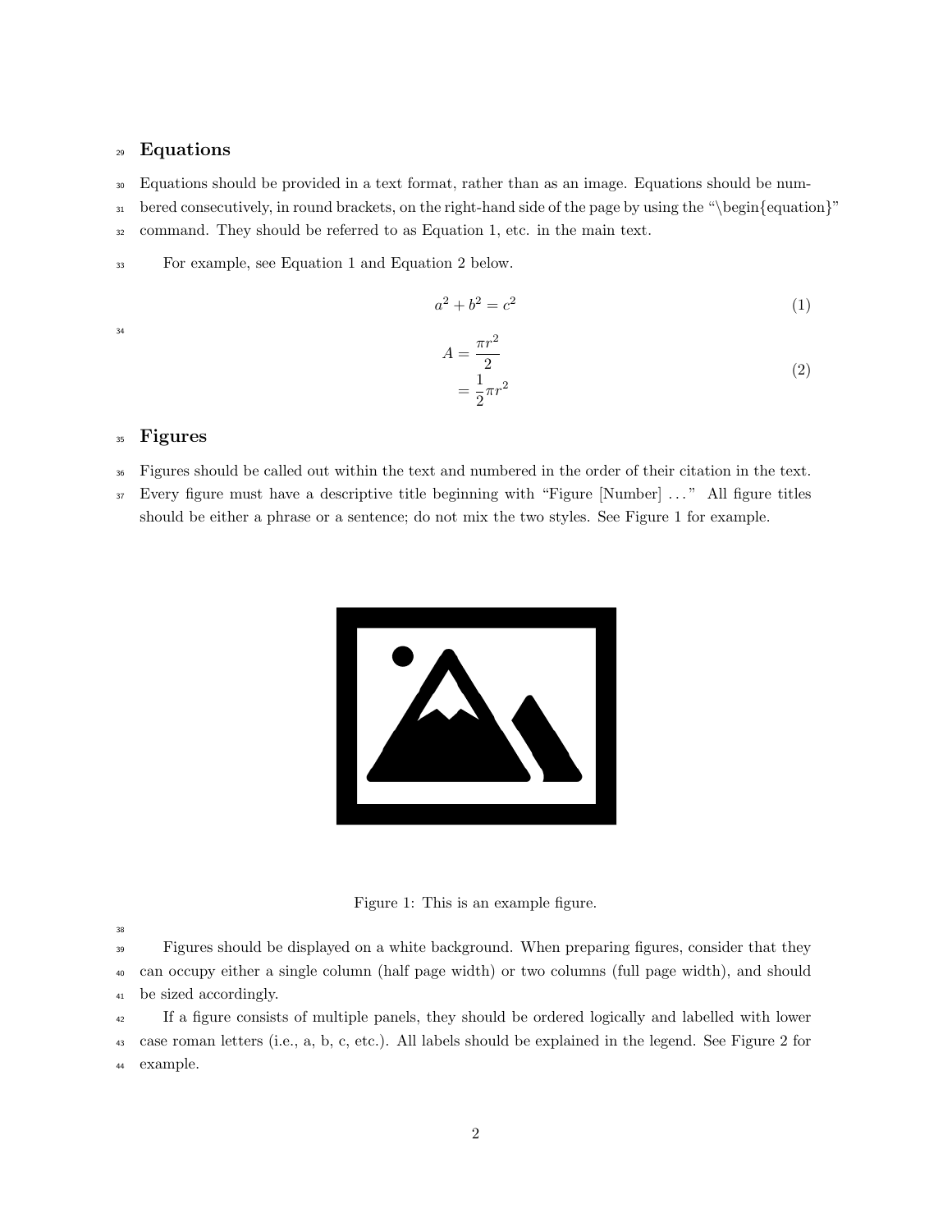## Equations

Equations should be provided in a text format, rather than as an image. Equations should be numbered consecutively, in round brackets, on the right-hand side of the page by using the "\begin{equation}" command. They should be referred to as Equation 1, etc. in the main text.

For example, see Equation 1 and Equation 2 below.

$$a^2 + b^2 = c^2 \tag{1}$$

$$\begin{aligned} A &= \frac{\pi r^2}{2} \\ &= \frac{1}{2}\pi r^2 \end{aligned} \tag{2}$$

## Figures

Figures should be called out within the text and numbered in the order of their citation in the text. Every figure must have a descriptive title beginning with "Figure [Number] ..." All figure titles should be either a phrase or a sentence; do not mix the two styles. See Figure 1 for example.

Figure 1: This is an example figure.

Figures should be displayed on a white background. When preparing figures, consider that they can occupy either a single column (half page width) or two columns (full page width), and should be sized accordingly.

If a figure consists of multiple panels, they should be ordered logically and labelled with lower case roman letters (i.e., a, b, c, etc.). All labels should be explained in the legend. See Figure 2 for example.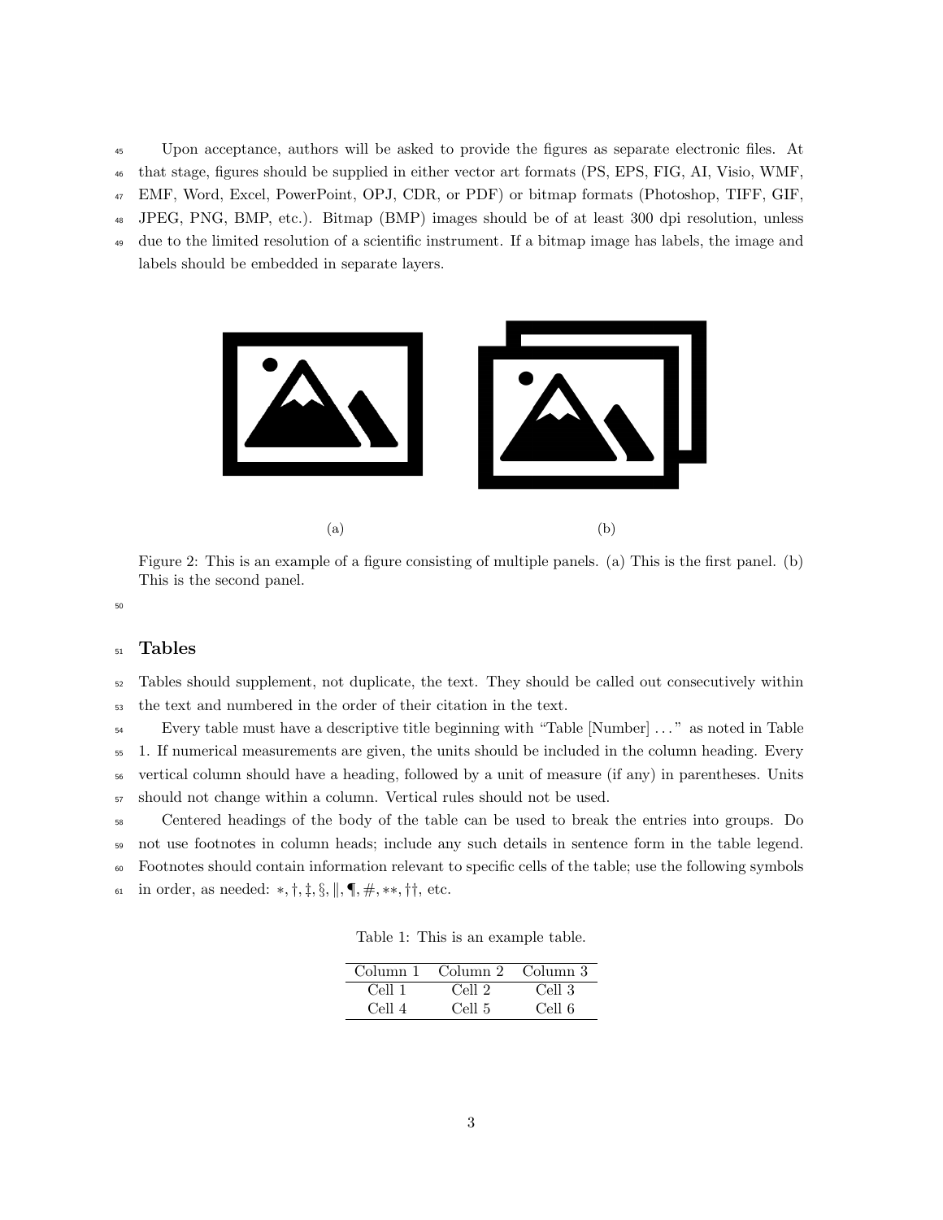Upon acceptance, authors will be asked to provide the figures as separate electronic files. At that stage, figures should be supplied in either vector art formats (PS, EPS, FIG, AI, Visio, WMF, EMF, Word, Excel, PowerPoint, OPJ, CDR, or PDF) or bitmap formats (Photoshop, TIFF, GIF, JPEG, PNG, BMP, etc.). Bitmap (BMP) images should be of at least 300 dpi resolution, unless due to the limited resolution of a scientific instrument. If a bitmap image has labels, the image and labels should be embedded in separate layers.

(a)

(b)

Figure 2: This is an example of a figure consisting of multiple panels. (a) This is the first panel. (b) This is the second panel.

## Tables

Tables should supplement, not duplicate, the text. They should be called out consecutively within the text and numbered in the order of their citation in the text.

Every table must have a descriptive title beginning with "Table [Number] ..." as noted in Table 1. If numerical measurements are given, the units should be included in the column heading. Every vertical column should have a heading, followed by a unit of measure (if any) in parentheses. Units should not change within a column. Vertical rules should not be used.

Centered headings of the body of the table can be used to break the entries into groups. Do not use footnotes in column heads; include any such details in sentence form in the table legend. Footnotes should contain information relevant to specific cells of the table; use the following symbols in order, as needed: $*, \dagger, \ddagger, \S, \|, \P, \#, **, \dagger\dagger$, etc.

Table 1: This is an example table.

| Column 1 | Column 2 | Column 3 |
|---|---|---|
| Cell 1 | Cell 2 | Cell 3 |
| Cell 4 | Cell 5 | Cell 6 |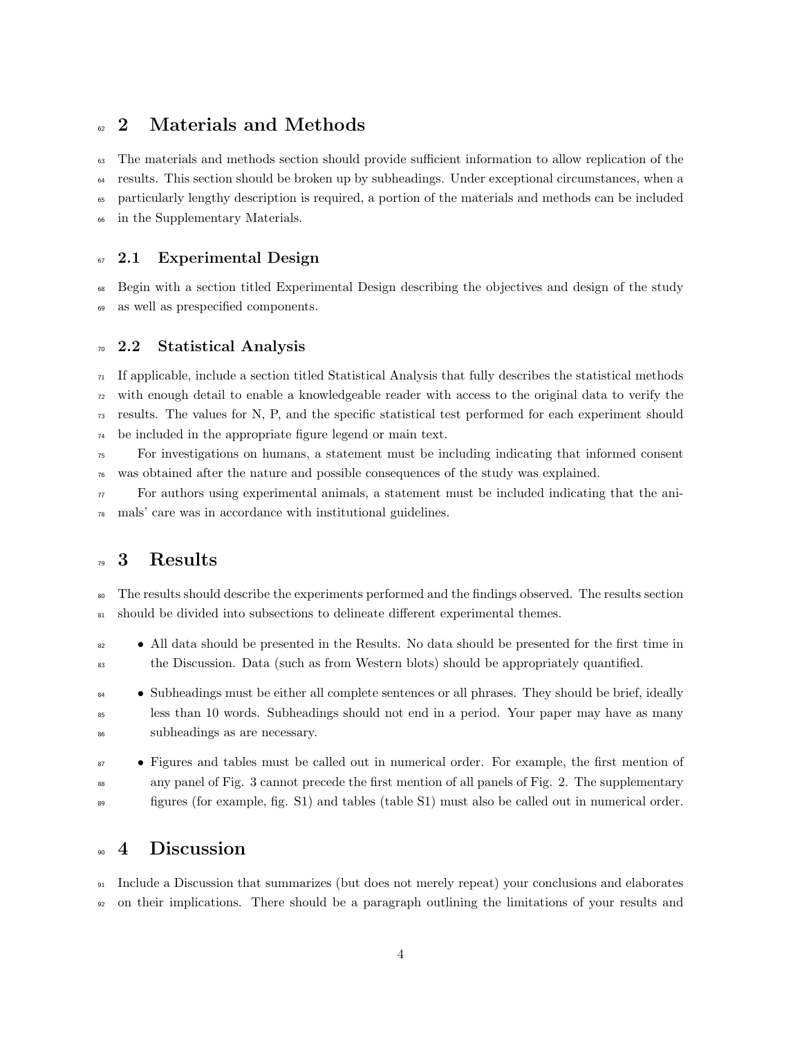## 2 Materials and Methods

The materials and methods section should provide sufficient information to allow replication of the results. This section should be broken up by subheadings. Under exceptional circumstances, when a particularly lengthy description is required, a portion of the materials and methods can be included in the Supplementary Materials.

### 2.1 Experimental Design

Begin with a section titled Experimental Design describing the objectives and design of the study as well as prespecified components.

### 2.2 Statistical Analysis

If applicable, include a section titled Statistical Analysis that fully describes the statistical methods with enough detail to enable a knowledgeable reader with access to the original data to verify the results. The values for N, P, and the specific statistical test performed for each experiment should be included in the appropriate figure legend or main text.

For investigations on humans, a statement must be including indicating that informed consent was obtained after the nature and possible consequences of the study was explained.

For authors using experimental animals, a statement must be included indicating that the animals' care was in accordance with institutional guidelines.

## 3 Results

The results should describe the experiments performed and the findings observed. The results section should be divided into subsections to delineate different experimental themes.

- All data should be presented in the Results. No data should be presented for the first time in the Discussion. Data (such as from Western blots) should be appropriately quantified.
- Subheadings must be either all complete sentences or all phrases. They should be brief, ideally less than 10 words. Subheadings should not end in a period. Your paper may have as many subheadings as are necessary.
- Figures and tables must be called out in numerical order. For example, the first mention of any panel of Fig. 3 cannot precede the first mention of all panels of Fig. 2. The supplementary figures (for example, fig. S1) and tables (table S1) must also be called out in numerical order.

## 4 Discussion

Include a Discussion that summarizes (but does not merely repeat) your conclusions and elaborates on their implications. There should be a paragraph outlining the limitations of your results and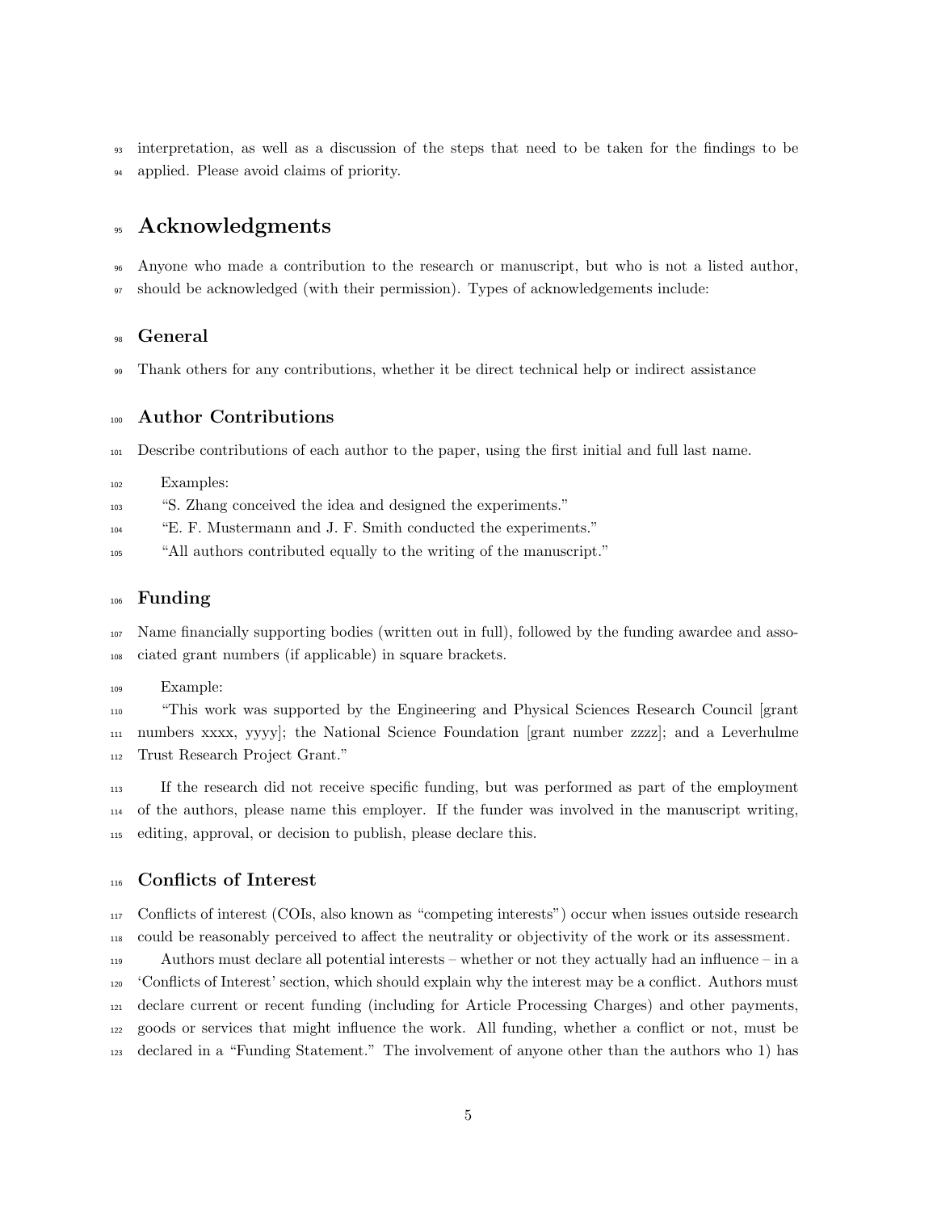interpretation, as well as a discussion of the steps that need to be taken for the findings to be applied. Please avoid claims of priority.

# Acknowledgments

Anyone who made a contribution to the research or manuscript, but who is not a listed author, should be acknowledged (with their permission). Types of acknowledgements include:

## General

Thank others for any contributions, whether it be direct technical help or indirect assistance

## Author Contributions

Describe contributions of each author to the paper, using the first initial and full last name.

Examples:
"S. Zhang conceived the idea and designed the experiments."
"E. F. Mustermann and J. F. Smith conducted the experiments."
"All authors contributed equally to the writing of the manuscript."

## Funding

Name financially supporting bodies (written out in full), followed by the funding awardee and associated grant numbers (if applicable) in square brackets.

Example:
"This work was supported by the Engineering and Physical Sciences Research Council [grant numbers xxxx, yyyy]; the National Science Foundation [grant number zzzz]; and a Leverhulme Trust Research Project Grant."

If the research did not receive specific funding, but was performed as part of the employment of the authors, please name this employer. If the funder was involved in the manuscript writing, editing, approval, or decision to publish, please declare this.

## Conflicts of Interest

Conflicts of interest (COIs, also known as "competing interests") occur when issues outside research could be reasonably perceived to affect the neutrality or objectivity of the work or its assessment.
Authors must declare all potential interests – whether or not they actually had an influence – in a 'Conflicts of Interest' section, which should explain why the interest may be a conflict. Authors must declare current or recent funding (including for Article Processing Charges) and other payments, goods or services that might influence the work. All funding, whether a conflict or not, must be declared in a "Funding Statement." The involvement of anyone other than the authors who 1) has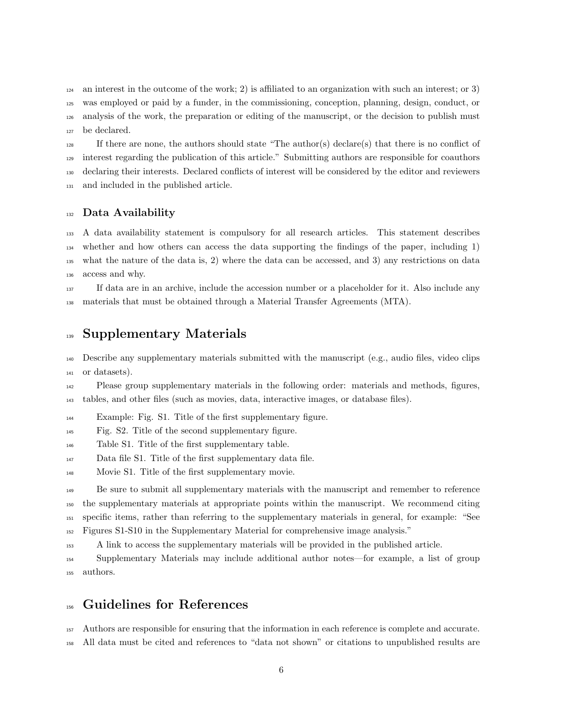an interest in the outcome of the work; 2) is affiliated to an organization with such an interest; or 3) was employed or paid by a funder, in the commissioning, conception, planning, design, conduct, or analysis of the work, the preparation or editing of the manuscript, or the decision to publish must be declared.

If there are none, the authors should state "The author(s) declare(s) that there is no conflict of interest regarding the publication of this article." Submitting authors are responsible for coauthors declaring their interests. Declared conflicts of interest will be considered by the editor and reviewers and included in the published article.

### Data Availability

A data availability statement is compulsory for all research articles. This statement describes whether and how others can access the data supporting the findings of the paper, including 1) what the nature of the data is, 2) where the data can be accessed, and 3) any restrictions on data access and why.

If data are in an archive, include the accession number or a placeholder for it. Also include any materials that must be obtained through a Material Transfer Agreements (MTA).

## Supplementary Materials

Describe any supplementary materials submitted with the manuscript (e.g., audio files, video clips or datasets).

Please group supplementary materials in the following order: materials and methods, figures, tables, and other files (such as movies, data, interactive images, or database files).

Example: Fig. S1. Title of the first supplementary figure.

Fig. S2. Title of the second supplementary figure.

Table S1. Title of the first supplementary table.

Data file S1. Title of the first supplementary data file.

Movie S1. Title of the first supplementary movie.

Be sure to submit all supplementary materials with the manuscript and remember to reference the supplementary materials at appropriate points within the manuscript. We recommend citing specific items, rather than referring to the supplementary materials in general, for example: "See Figures S1-S10 in the Supplementary Material for comprehensive image analysis."

A link to access the supplementary materials will be provided in the published article.

Supplementary Materials may include additional author notes—for example, a list of group authors.

## Guidelines for References

Authors are responsible for ensuring that the information in each reference is complete and accurate. All data must be cited and references to "data not shown" or citations to unpublished results are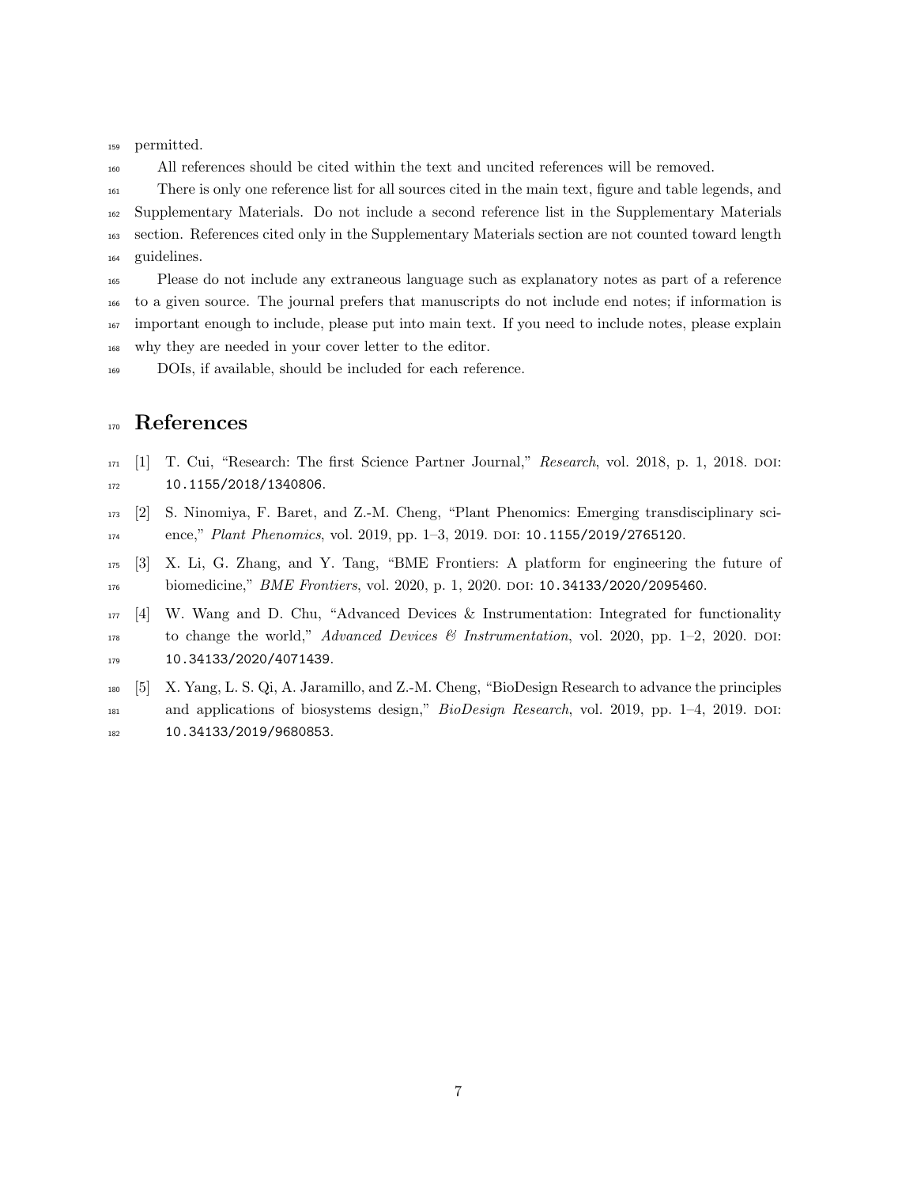permitted.

All references should be cited within the text and uncited references will be removed.

There is only one reference list for all sources cited in the main text, figure and table legends, and Supplementary Materials. Do not include a second reference list in the Supplementary Materials section. References cited only in the Supplementary Materials section are not counted toward length guidelines.

Please do not include any extraneous language such as explanatory notes as part of a reference to a given source. The journal prefers that manuscripts do not include end notes; if information is important enough to include, please put into main text. If you need to include notes, please explain why they are needed in your cover letter to the editor.

DOIs, if available, should be included for each reference.

# References

[1] T. Cui, "Research: The first Science Partner Journal," *Research*, vol. 2018, p. 1, 2018. DOI: 10.1155/2018/1340806.

[2] S. Ninomiya, F. Baret, and Z.-M. Cheng, "Plant Phenomics: Emerging transdisciplinary science," *Plant Phenomics*, vol. 2019, pp. 1–3, 2019. DOI: 10.1155/2019/2765120.

[3] X. Li, G. Zhang, and Y. Tang, "BME Frontiers: A platform for engineering the future of biomedicine," *BME Frontiers*, vol. 2020, p. 1, 2020. DOI: 10.34133/2020/2095460.

[4] W. Wang and D. Chu, "Advanced Devices & Instrumentation: Integrated for functionality to change the world," *Advanced Devices & Instrumentation*, vol. 2020, pp. 1–2, 2020. DOI: 10.34133/2020/4071439.

[5] X. Yang, L. S. Qi, A. Jaramillo, and Z.-M. Cheng, "BioDesign Research to advance the principles and applications of biosystems design," *BioDesign Research*, vol. 2019, pp. 1–4, 2019. DOI: 10.34133/2019/9680853.